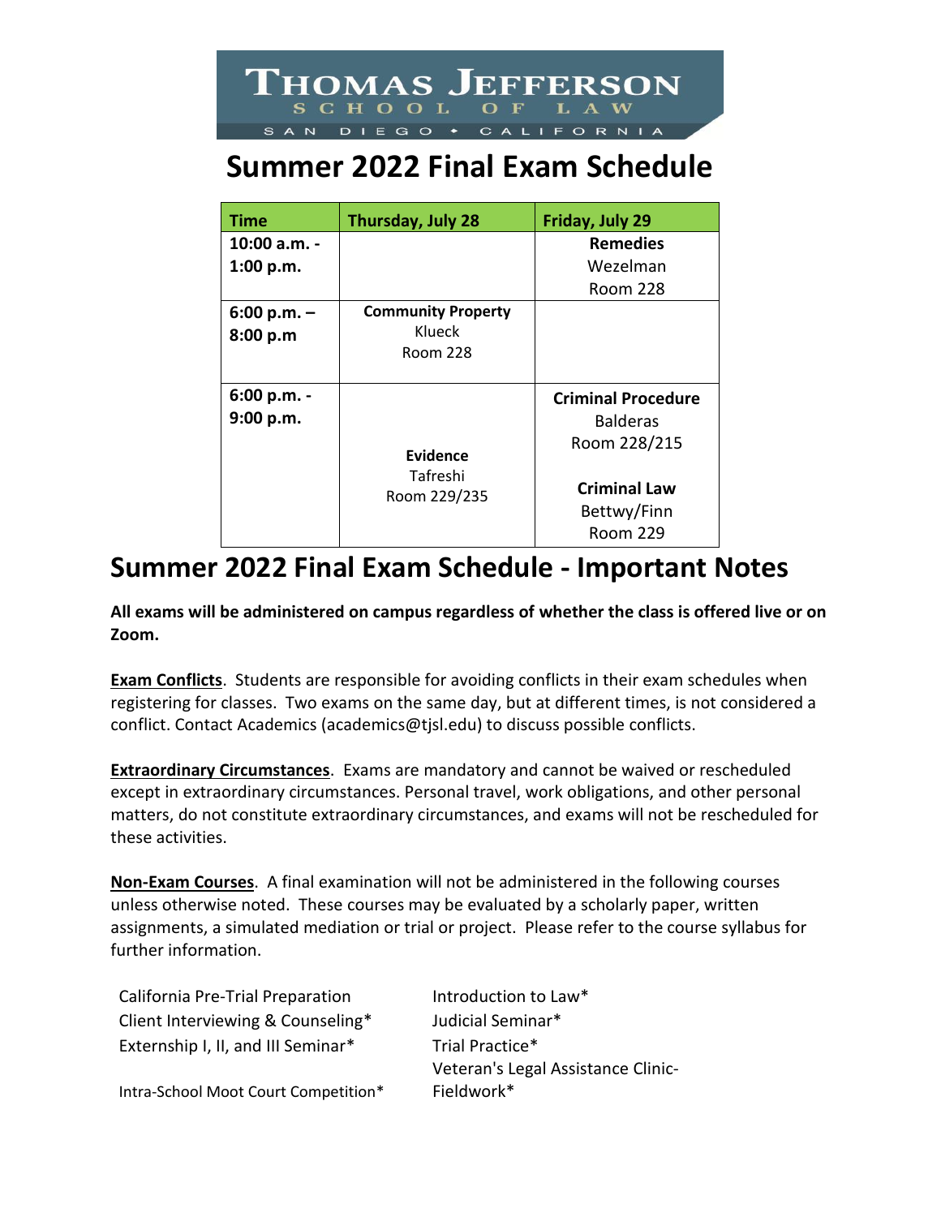# Thomas Jefferson School of Law

SAN DIEGO • CALIFORNIA

# Summer 2022 Final Exam Schedule

| Time | Thursday, July 28 | Friday, July 29 |
|---|---|---|
| 10:00 a.m. - 1:00 p.m. | | **Remedies** Wezelman Room 228 |
| 6:00 p.m. – 8:00 p.m | **Community Property** Klueck Room 228 | |
| 6:00 p.m. - 9:00 p.m. | **Evidence** Tafreshi Room 229/235 | **Criminal Procedure** Balderas Room 228/215<br><br>**Criminal Law** Bettwy/Finn Room 229 |

# Summer 2022 Final Exam Schedule - Important Notes

**All exams will be administered on campus regardless of whether the class is offered live or on Zoom.**

**Exam Conflicts**. Students are responsible for avoiding conflicts in their exam schedules when registering for classes. Two exams on the same day, but at different times, is not considered a conflict. Contact Academics (academics@tjsl.edu) to discuss possible conflicts.

**Extraordinary Circumstances**. Exams are mandatory and cannot be waived or rescheduled except in extraordinary circumstances. Personal travel, work obligations, and other personal matters, do not constitute extraordinary circumstances, and exams will not be rescheduled for these activities.

**Non-Exam Courses**. A final examination will not be administered in the following courses unless otherwise noted. These courses may be evaluated by a scholarly paper, written assignments, a simulated mediation or trial or project. Please refer to the course syllabus for further information.

- California Pre-Trial Preparation
- Client Interviewing & Counseling*
- Externship I, II, and III Seminar*
- Intra-School Moot Court Competition*
- Introduction to Law*
- Judicial Seminar*
- Trial Practice*
- Veteran's Legal Assistance Clinic-Fieldwork*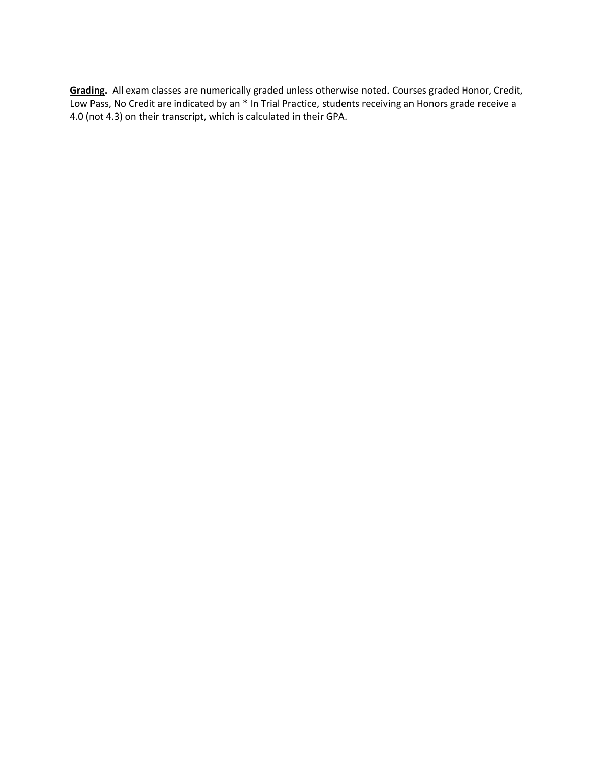**<u>Grading</u>.** All exam classes are numerically graded unless otherwise noted. Courses graded Honor, Credit, Low Pass, No Credit are indicated by an * In Trial Practice, students receiving an Honors grade receive a 4.0 (not 4.3) on their transcript, which is calculated in their GPA.